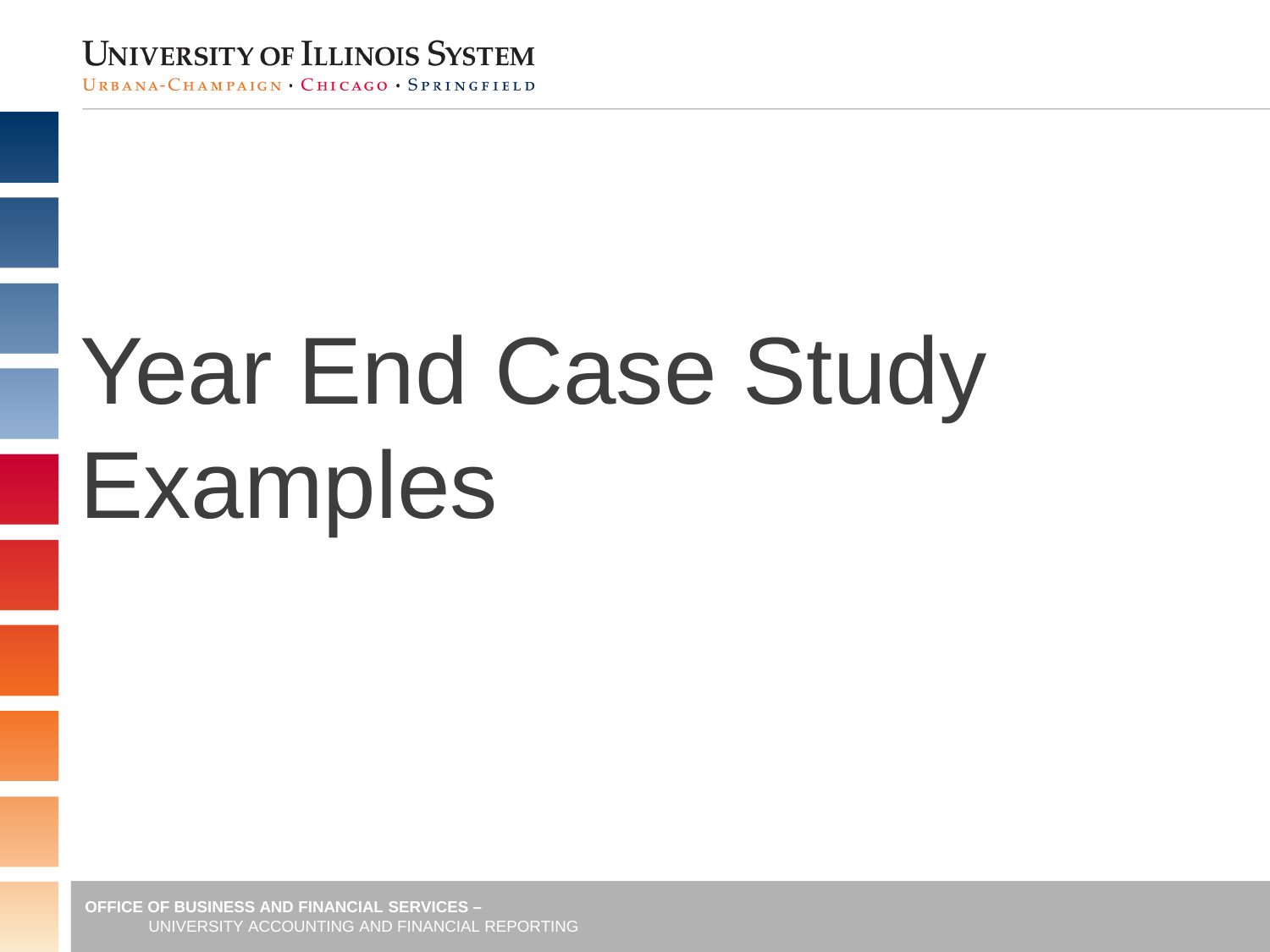University of Illinois System

Urbana-Champaign • Chicago • Springfield

# Year End Case Study Examples

**OFFICE OF BUSINESS AND FINANCIAL SERVICES –**
UNIVERSITY ACCOUNTING AND FINANCIAL REPORTING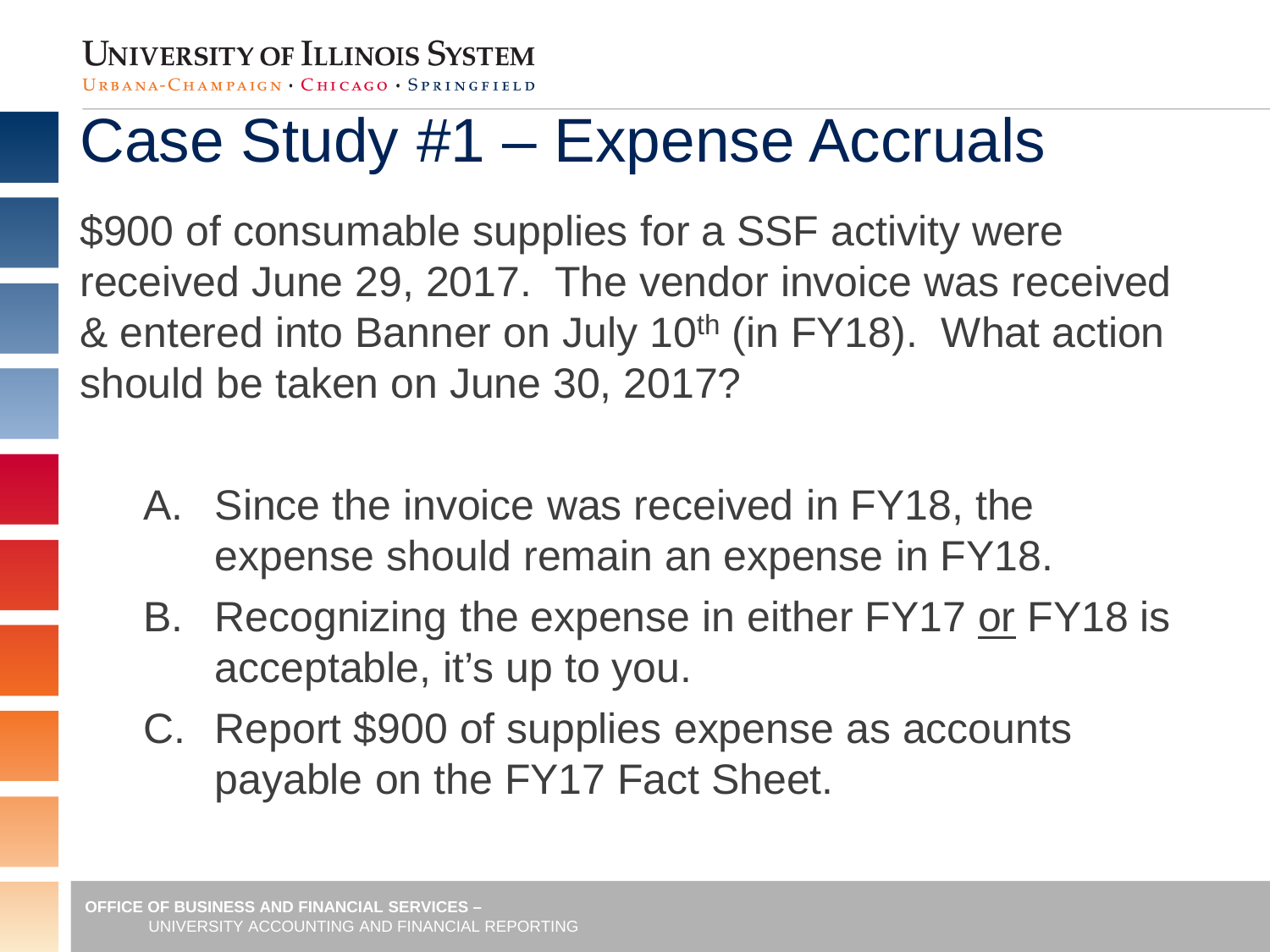# Case Study #1 – Expense Accruals

$900 of consumable supplies for a SSF activity were received June 29, 2017. The vendor invoice was received & entered into Banner on July 10th (in FY18). What action should be taken on June 30, 2017?

A. Since the invoice was received in FY18, the expense should remain an expense in FY18.

B. Recognizing the expense in either FY17 or FY18 is acceptable, it's up to you.

C. Report $900 of supplies expense as accounts payable on the FY17 Fact Sheet.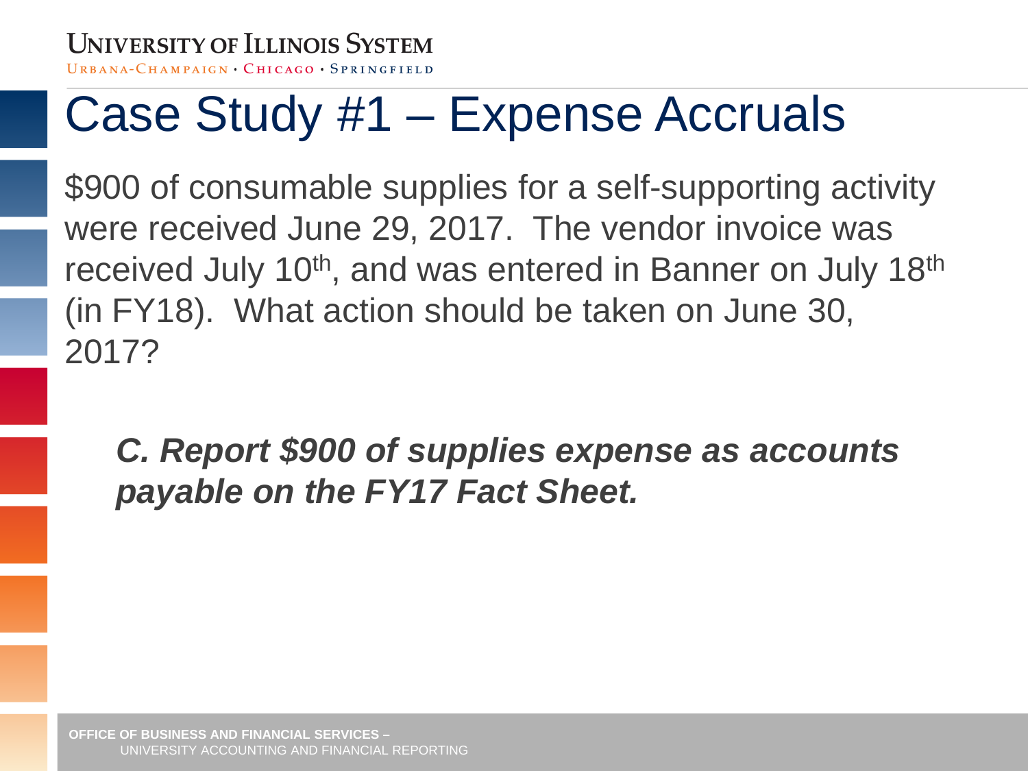# Case Study #1 – Expense Accruals

$900 of consumable supplies for a self-supporting activity were received June 29, 2017. The vendor invoice was received July 10th, and was entered in Banner on July 18th (in FY18). What action should be taken on June 30, 2017?

***C. Report $900 of supplies expense as accounts payable on the FY17 Fact Sheet.***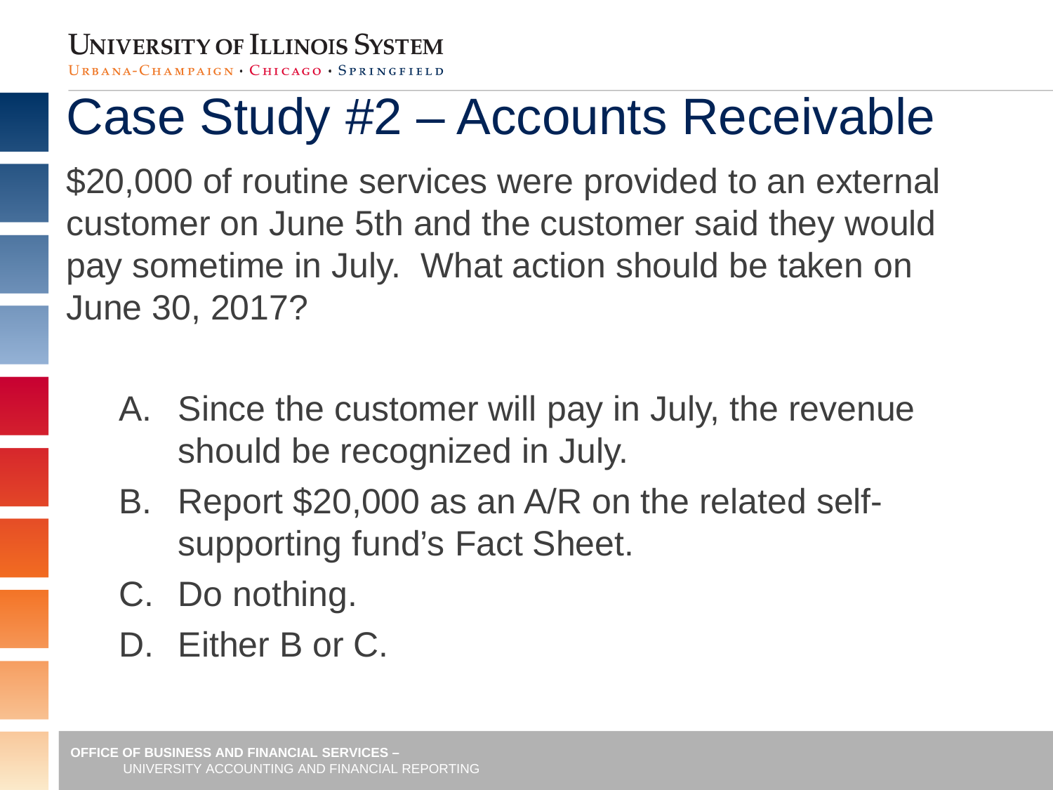# Case Study #2 – Accounts Receivable

$20,000 of routine services were provided to an external customer on June 5th and the customer said they would pay sometime in July. What action should be taken on June 30, 2017?

A. Since the customer will pay in July, the revenue should be recognized in July.

B. Report $20,000 as an A/R on the related self-supporting fund's Fact Sheet.

C. Do nothing.

D. Either B or C.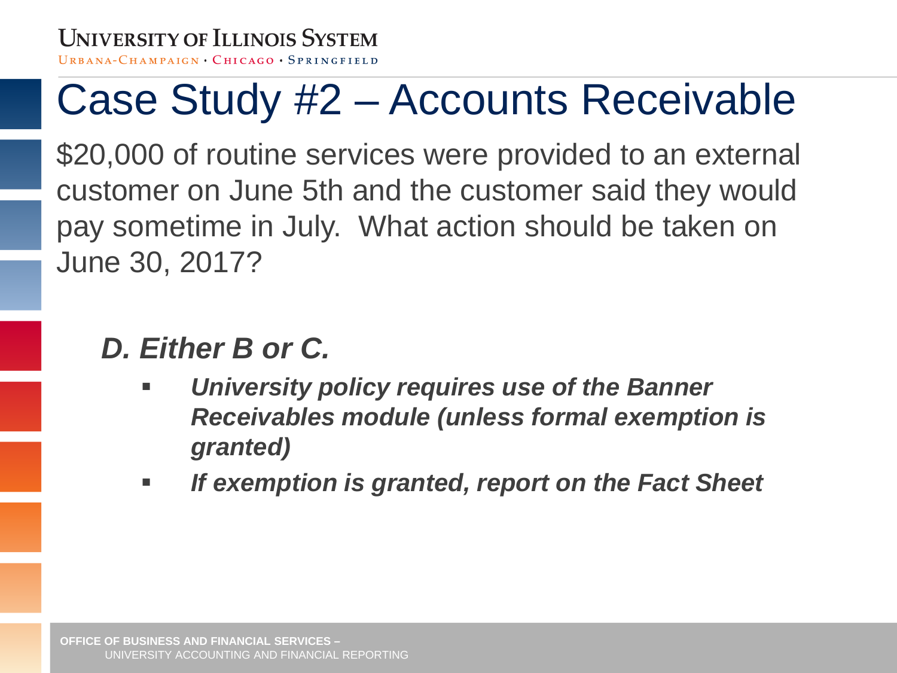# Case Study #2 – Accounts Receivable

$20,000 of routine services were provided to an external customer on June 5th and the customer said they would pay sometime in July. What action should be taken on June 30, 2017?

***D. Either B or C.***

- ***University policy requires use of the Banner Receivables module (unless formal exemption is granted)***
- ***If exemption is granted, report on the Fact Sheet***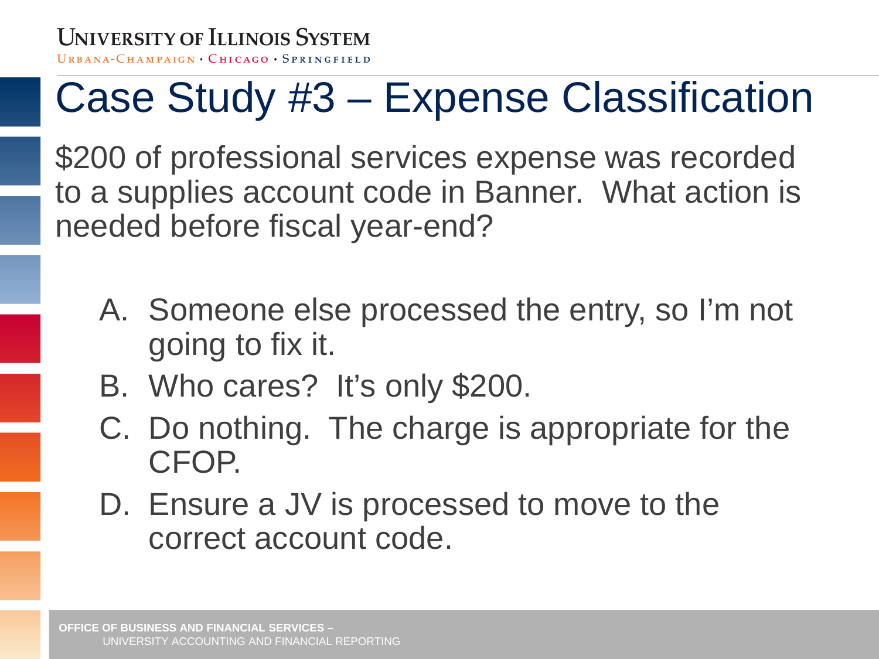# Case Study #3 – Expense Classification

$200 of professional services expense was recorded to a supplies account code in Banner. What action is needed before fiscal year-end?

A. Someone else processed the entry, so I'm not going to fix it.
B. Who cares? It's only $200.
C. Do nothing. The charge is appropriate for the CFOP.
D. Ensure a JV is processed to move to the correct account code.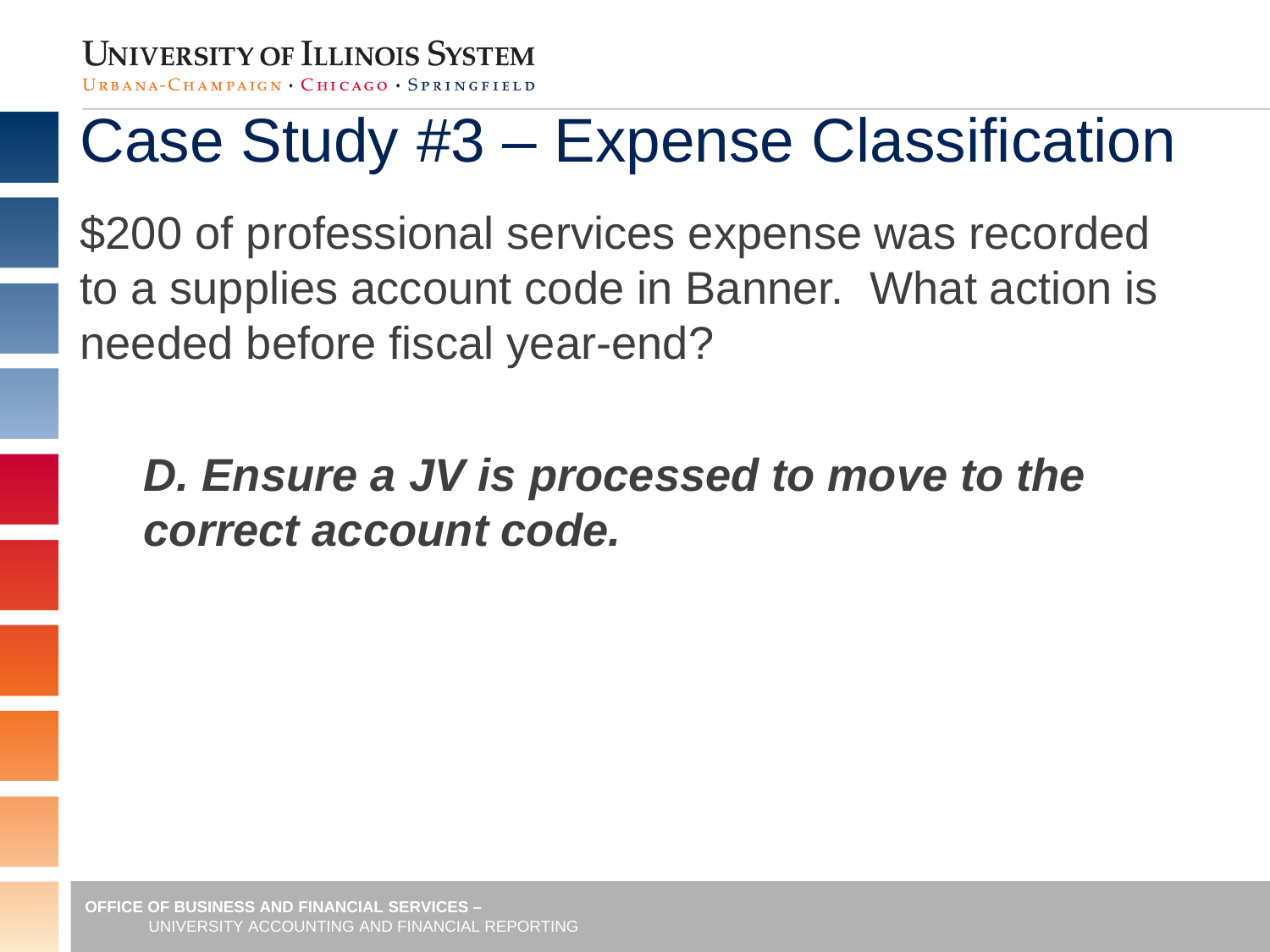# Case Study #3 – Expense Classification

$200 of professional services expense was recorded to a supplies account code in Banner. What action is needed before fiscal year-end?

***D. Ensure a JV is processed to move to the correct account code.***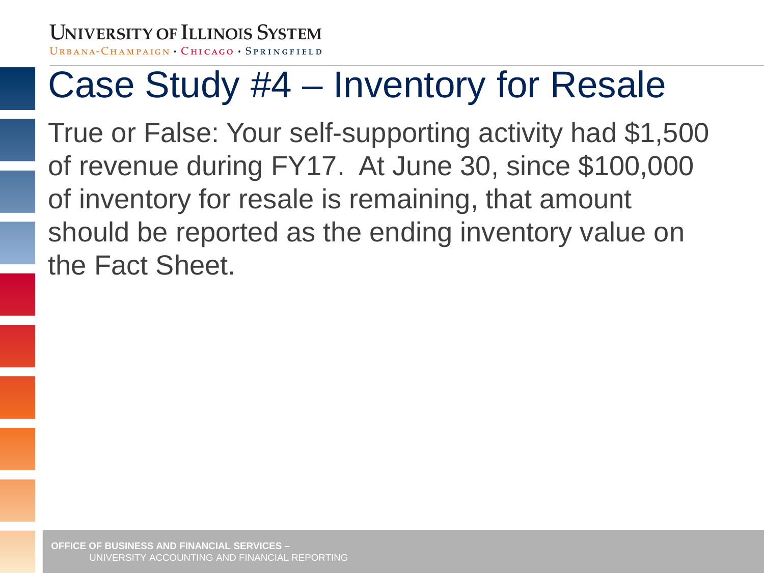# Case Study #4 – Inventory for Resale

True or False: Your self-supporting activity had $1,500 of revenue during FY17. At June 30, since $100,000 of inventory for resale is remaining, that amount should be reported as the ending inventory value on the Fact Sheet.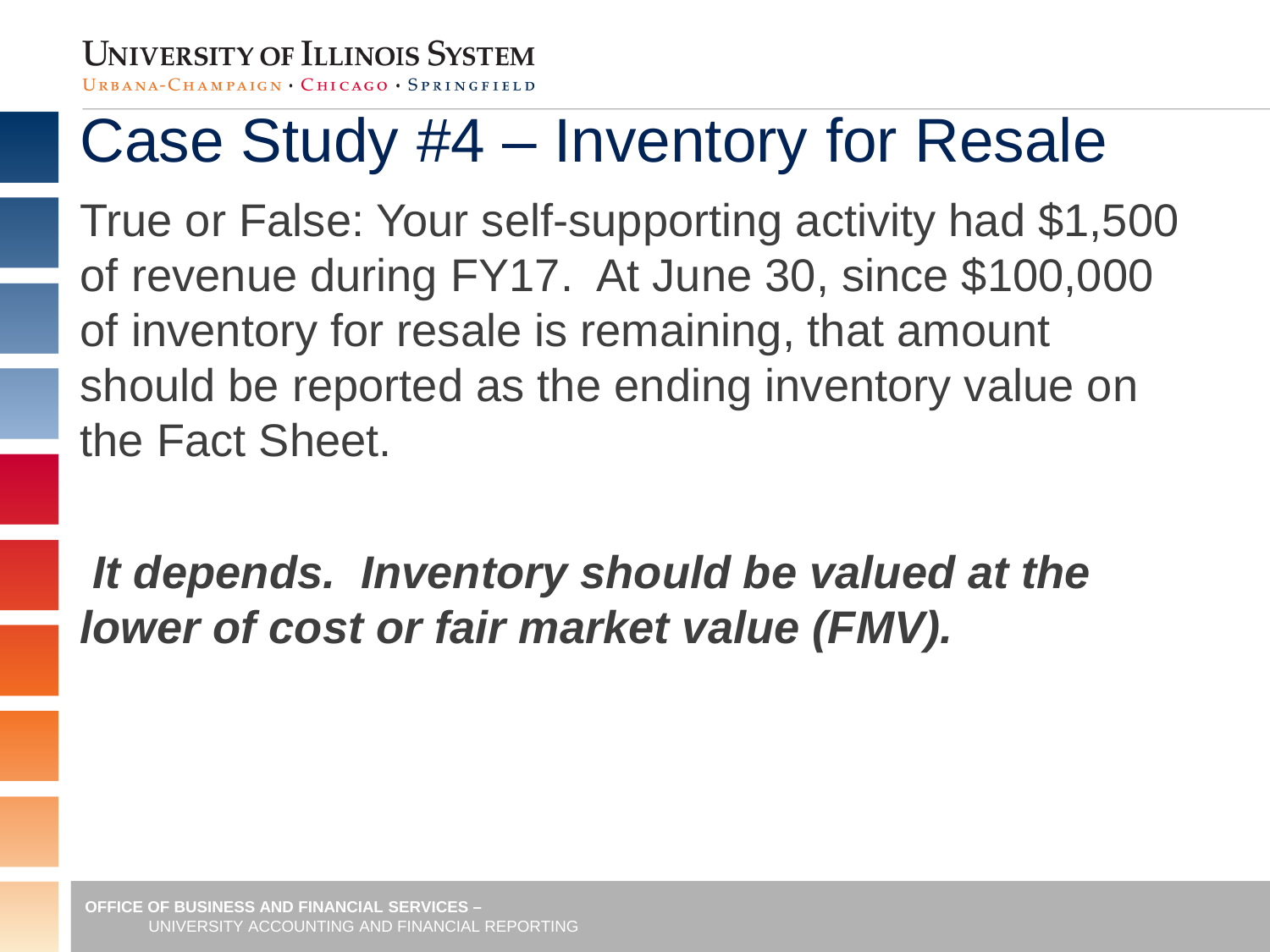# Case Study #4 – Inventory for Resale

True or False: Your self-supporting activity had $1,500 of revenue during FY17. At June 30, since $100,000 of inventory for resale is remaining, that amount should be reported as the ending inventory value on the Fact Sheet.

***It depends. Inventory should be valued at the lower of cost or fair market value (FMV).***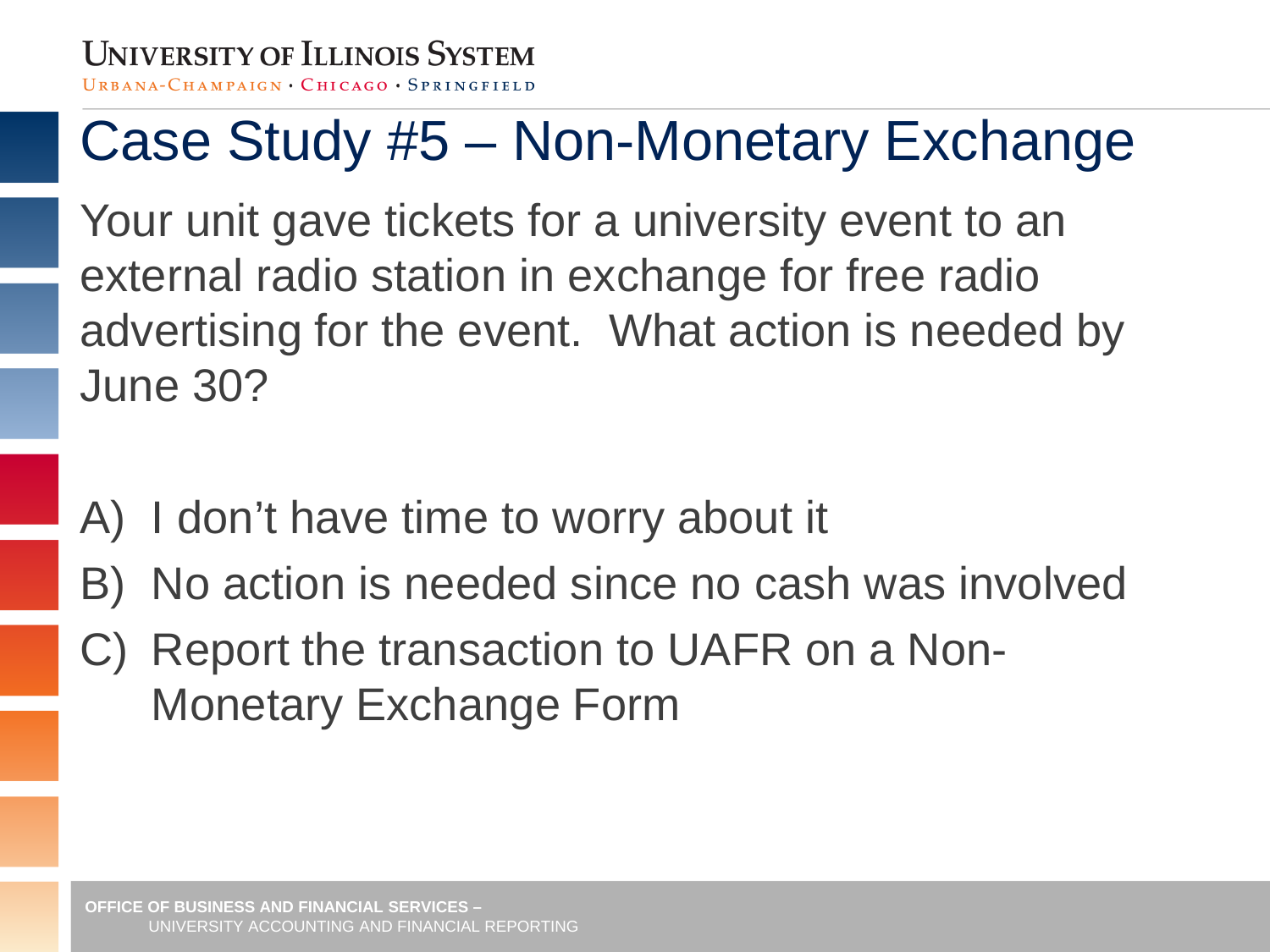# Case Study #5 – Non-Monetary Exchange

Your unit gave tickets for a university event to an external radio station in exchange for free radio advertising for the event. What action is needed by June 30?

A) I don't have time to worry about it

B) No action is needed since no cash was involved

C) Report the transaction to UAFR on a Non-Monetary Exchange Form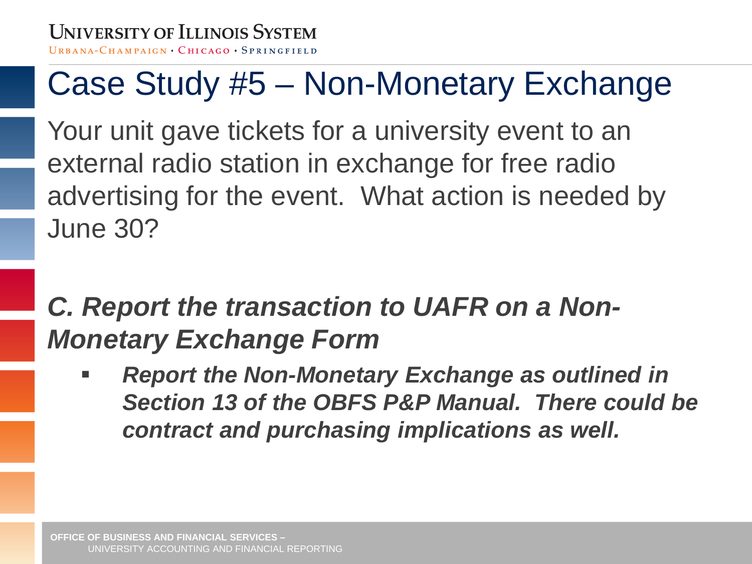# Case Study #5 – Non-Monetary Exchange

Your unit gave tickets for a university event to an external radio station in exchange for free radio advertising for the event. What action is needed by June 30?

***C. Report the transaction to UAFR on a Non-Monetary Exchange Form***

- ***Report the Non-Monetary Exchange as outlined in Section 13 of the OBFS P&P Manual. There could be contract and purchasing implications as well.***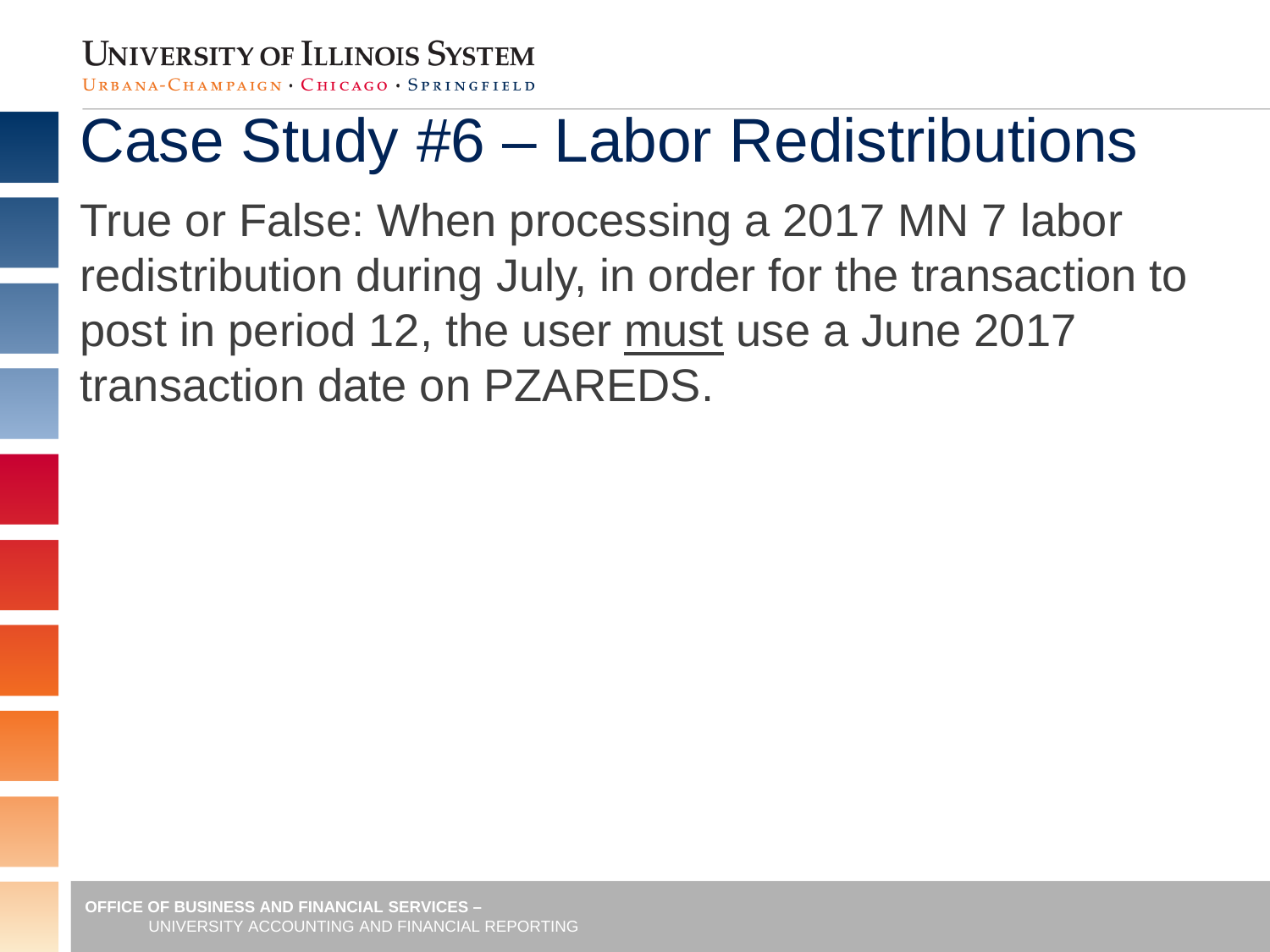# Case Study #6 – Labor Redistributions

True or False: When processing a 2017 MN 7 labor redistribution during July, in order for the transaction to post in period 12, the user <u>must</u> use a June 2017 transaction date on PZAREDS.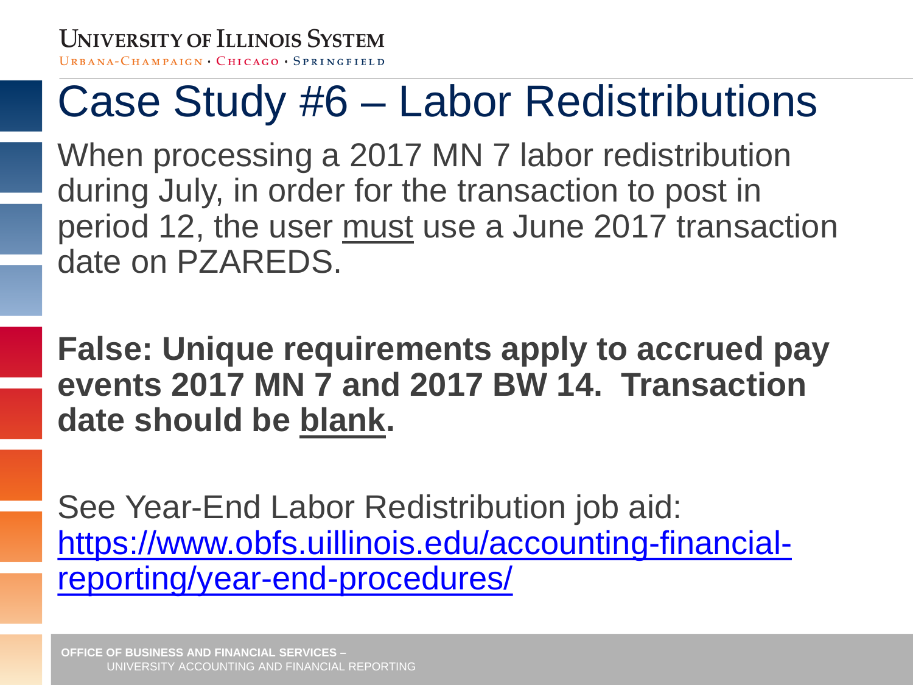# Case Study #6 – Labor Redistributions

When processing a 2017 MN 7 labor redistribution during July, in order for the transaction to post in period 12, the user <u>must</u> use a June 2017 transaction date on PZAREDS.

**False: Unique requirements apply to accrued pay events 2017 MN 7 and 2017 BW 14. Transaction date should be <u>blank</u>.**

See Year-End Labor Redistribution job aid: [https://www.obfs.uillinois.edu/accounting-financial-reporting/year-end-procedures/](https://www.obfs.uillinois.edu/accounting-financial-reporting/year-end-procedures/)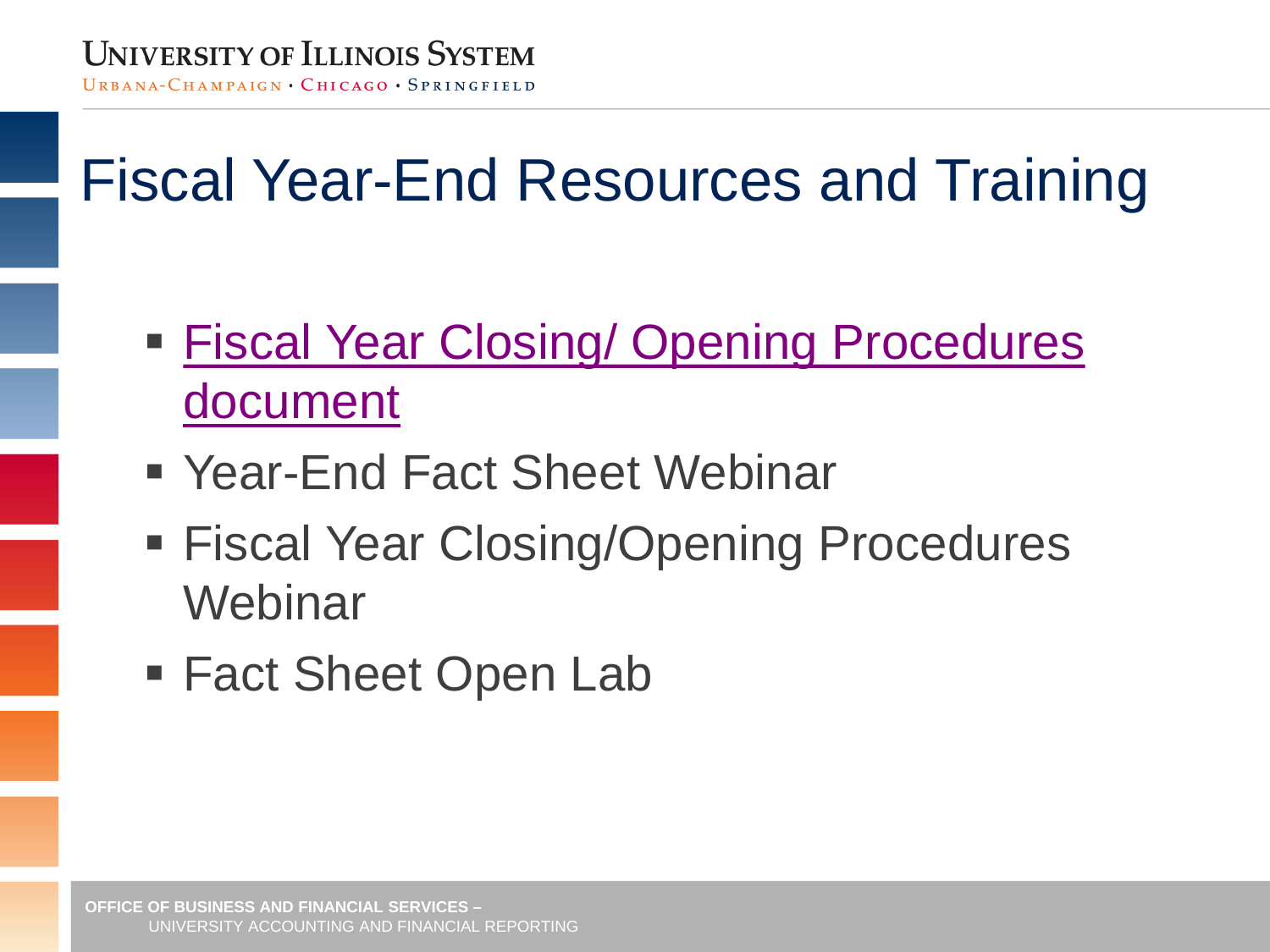# Fiscal Year-End Resources and Training

- Fiscal Year Closing/ Opening Procedures document
- Year-End Fact Sheet Webinar
- Fiscal Year Closing/Opening Procedures Webinar
- Fact Sheet Open Lab